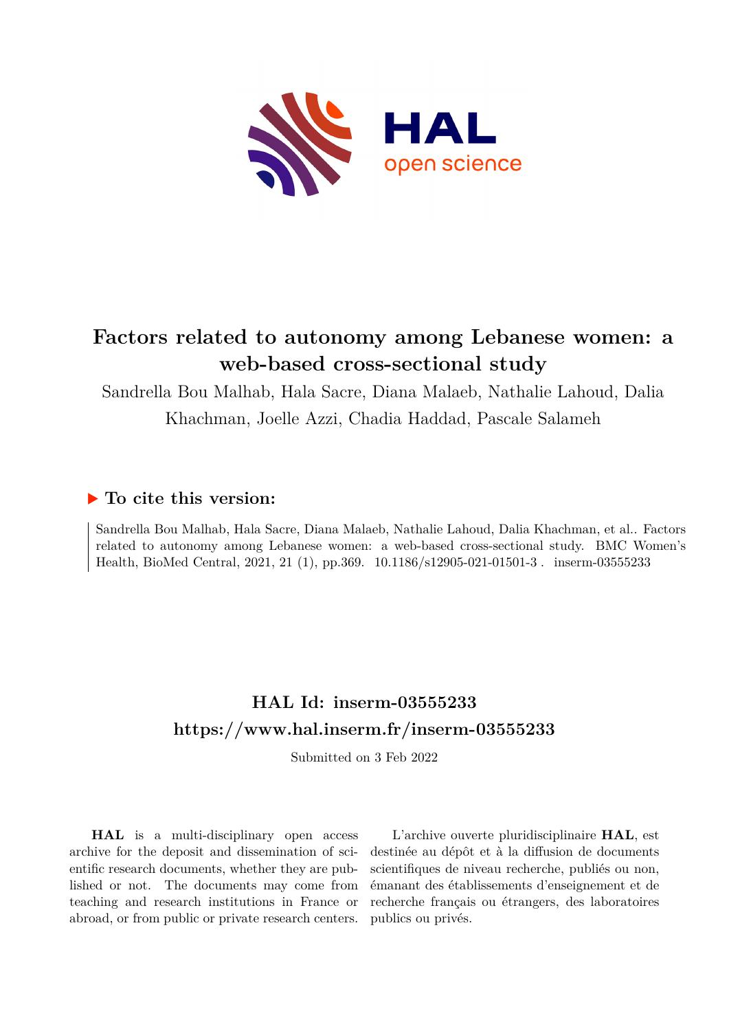# Factors related to autonomy among Lebanese women: a web-based cross-sectional study

Sandrella Bou Malhab, Hala Sacre, Diana Malaeb, Nathalie Lahoud, Dalia Khachman, Joelle Azzi, Chadia Haddad, Pascale Salameh

## ▶ To cite this version:

Sandrella Bou Malhab, Hala Sacre, Diana Malaeb, Nathalie Lahoud, Dalia Khachman, et al.. Factors related to autonomy among Lebanese women: a web-based cross-sectional study. BMC Women's Health, BioMed Central, 2021, 21 (1), pp.369. 10.1186/s12905-021-01501-3 . inserm-03555233

## HAL Id: inserm-03555233
## https://www.hal.inserm.fr/inserm-03555233

Submitted on 3 Feb 2022

**HAL** is a multi-disciplinary open access archive for the deposit and dissemination of scientific research documents, whether they are published or not. The documents may come from teaching and research institutions in France or abroad, or from public or private research centers.

L'archive ouverte pluridisciplinaire **HAL**, est destinée au dépôt et à la diffusion de documents scientifiques de niveau recherche, publiés ou non, émanant des établissements d'enseignement et de recherche français ou étrangers, des laboratoires publics ou privés.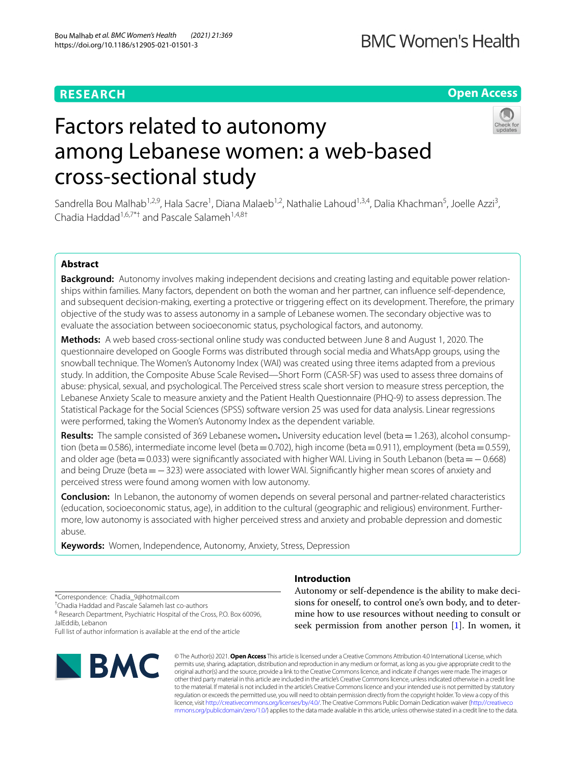# Factors related to autonomy among Lebanese women: a web-based cross-sectional study

Sandrella Bou Malhab[1,2,9], Hala Sacre[1], Diana Malaeb[1,2], Nathalie Lahoud[1,3,4], Dalia Khachman[5], Joelle Azzi[3], Chadia Haddad[1,6,7*†] and Pascale Salameh[1,4,8†]

## Abstract

**Background:** Autonomy involves making independent decisions and creating lasting and equitable power relationships within families. Many factors, dependent on both the woman and her partner, can influence self-dependence, and subsequent decision-making, exerting a protective or triggering effect on its development. Therefore, the primary objective of the study was to assess autonomy in a sample of Lebanese women. The secondary objective was to evaluate the association between socioeconomic status, psychological factors, and autonomy.

**Methods:** A web based cross-sectional online study was conducted between June 8 and August 1, 2020. The questionnaire developed on Google Forms was distributed through social media and WhatsApp groups, using the snowball technique. The Women's Autonomy Index (WAI) was created using three items adapted from a previous study. In addition, the Composite Abuse Scale Revised—Short Form (CASR-SF) was used to assess three domains of abuse: physical, sexual, and psychological. The Perceived stress scale short version to measure stress perception, the Lebanese Anxiety Scale to measure anxiety and the Patient Health Questionnaire (PHQ-9) to assess depression. The Statistical Package for the Social Sciences (SPSS) software version 25 was used for data analysis. Linear regressions were performed, taking the Women's Autonomy Index as the dependent variable.

**Results:** The sample consisted of 369 Lebanese women**.** University education level (beta = 1.263), alcohol consumption (beta = 0.586), intermediate income level (beta = 0.702), high income (beta = 0.911), employment (beta = 0.559), and older age (beta = 0.033) were significantly associated with higher WAI. Living in South Lebanon (beta = − 0.668) and being Druze (beta = − 323) were associated with lower WAI. Significantly higher mean scores of anxiety and perceived stress were found among women with low autonomy.

**Conclusion:** In Lebanon, the autonomy of women depends on several personal and partner-related characteristics (education, socioeconomic status, age), in addition to the cultural (geographic and religious) environment. Furthermore, low autonomy is associated with higher perceived stress and anxiety and probable depression and domestic abuse.

**Keywords:** Women, Independence, Autonomy, Anxiety, Stress, Depression

*Correspondence: Chadia_9@hotmail.com

†Chadia Haddad and Pascale Salameh last co-authors

[6] Research Department, Psychiatric Hospital of the Cross, P.O. Box 60096, JalEddib, Lebanon

Full list of author information is available at the end of the article

## Introduction

Autonomy or self-dependence is the ability to make decisions for oneself, to control one's own body, and to determine how to use resources without needing to consult or seek permission from another person [1]. In women, it

© The Author(s) 2021. **Open Access** This article is licensed under a Creative Commons Attribution 4.0 International License, which permits use, sharing, adaptation, distribution and reproduction in any medium or format, as long as you give appropriate credit to the original author(s) and the source, provide a link to the Creative Commons licence, and indicate if changes were made. The images or other third party material in this article are included in the article's Creative Commons licence, unless indicated otherwise in a credit line to the material. If material is not included in the article's Creative Commons licence and your intended use is not permitted by statutory regulation or exceeds the permitted use, you will need to obtain permission directly from the copyright holder. To view a copy of this licence, visit http://creativecommons.org/licenses/by/4.0/. The Creative Commons Public Domain Dedication waiver (http://creativecommons.org/publicdomain/zero/1.0/) applies to the data made available in this article, unless otherwise stated in a credit line to the data.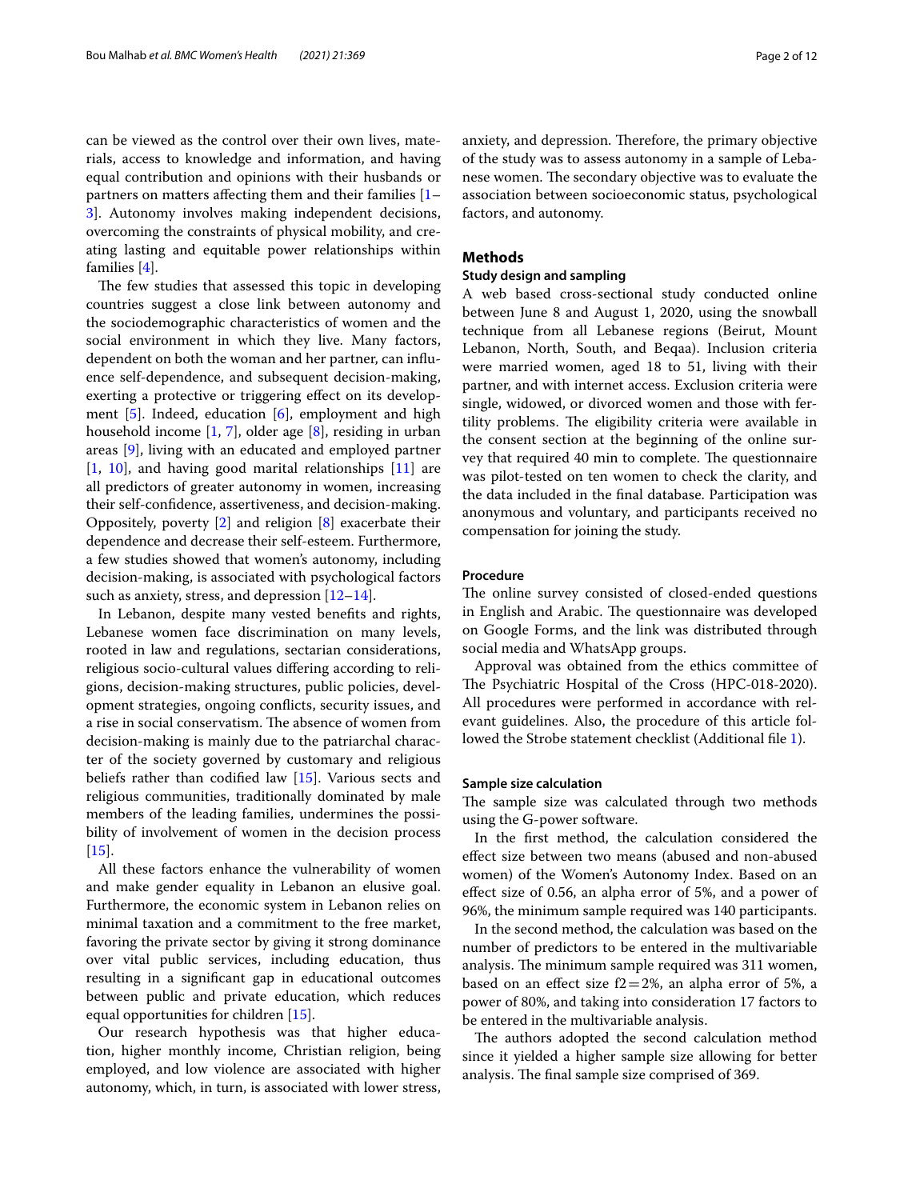can be viewed as the control over their own lives, materials, access to knowledge and information, and having equal contribution and opinions with their husbands or partners on matters affecting them and their families [1–3]. Autonomy involves making independent decisions, overcoming the constraints of physical mobility, and creating lasting and equitable power relationships within families [4].

The few studies that assessed this topic in developing countries suggest a close link between autonomy and the sociodemographic characteristics of women and the social environment in which they live. Many factors, dependent on both the woman and her partner, can influence self-dependence, and subsequent decision-making, exerting a protective or triggering effect on its development [5]. Indeed, education [6], employment and high household income [1, 7], older age [8], residing in urban areas [9], living with an educated and employed partner [1, 10], and having good marital relationships [11] are all predictors of greater autonomy in women, increasing their self-confidence, assertiveness, and decision-making. Oppositely, poverty [2] and religion [8] exacerbate their dependence and decrease their self-esteem. Furthermore, a few studies showed that women's autonomy, including decision-making, is associated with psychological factors such as anxiety, stress, and depression [12–14].

In Lebanon, despite many vested benefits and rights, Lebanese women face discrimination on many levels, rooted in law and regulations, sectarian considerations, religious socio-cultural values differing according to religions, decision-making structures, public policies, development strategies, ongoing conflicts, security issues, and a rise in social conservatism. The absence of women from decision-making is mainly due to the patriarchal character of the society governed by customary and religious beliefs rather than codified law [15]. Various sects and religious communities, traditionally dominated by male members of the leading families, undermines the possibility of involvement of women in the decision process [15].

All these factors enhance the vulnerability of women and make gender equality in Lebanon an elusive goal. Furthermore, the economic system in Lebanon relies on minimal taxation and a commitment to the free market, favoring the private sector by giving it strong dominance over vital public services, including education, thus resulting in a significant gap in educational outcomes between public and private education, which reduces equal opportunities for children [15].

Our research hypothesis was that higher education, higher monthly income, Christian religion, being employed, and low violence are associated with higher autonomy, which, in turn, is associated with lower stress, anxiety, and depression. Therefore, the primary objective of the study was to assess autonomy in a sample of Lebanese women. The secondary objective was to evaluate the association between socioeconomic status, psychological factors, and autonomy.

## Methods

### Study design and sampling

A web based cross-sectional study conducted online between June 8 and August 1, 2020, using the snowball technique from all Lebanese regions (Beirut, Mount Lebanon, North, South, and Beqaa). Inclusion criteria were married women, aged 18 to 51, living with their partner, and with internet access. Exclusion criteria were single, widowed, or divorced women and those with fertility problems. The eligibility criteria were available in the consent section at the beginning of the online survey that required 40 min to complete. The questionnaire was pilot-tested on ten women to check the clarity, and the data included in the final database. Participation was anonymous and voluntary, and participants received no compensation for joining the study.

### Procedure

The online survey consisted of closed-ended questions in English and Arabic. The questionnaire was developed on Google Forms, and the link was distributed through social media and WhatsApp groups.

Approval was obtained from the ethics committee of The Psychiatric Hospital of the Cross (HPC-018-2020). All procedures were performed in accordance with relevant guidelines. Also, the procedure of this article followed the Strobe statement checklist (Additional file 1).

### Sample size calculation

The sample size was calculated through two methods using the G-power software.

In the first method, the calculation considered the effect size between two means (abused and non-abused women) of the Women's Autonomy Index. Based on an effect size of 0.56, an alpha error of 5%, and a power of 96%, the minimum sample required was 140 participants.

In the second method, the calculation was based on the number of predictors to be entered in the multivariable analysis. The minimum sample required was 311 women, based on an effect size $f2=2\%$, an alpha error of 5%, a power of 80%, and taking into consideration 17 factors to be entered in the multivariable analysis.

The authors adopted the second calculation method since it yielded a higher sample size allowing for better analysis. The final sample size comprised of 369.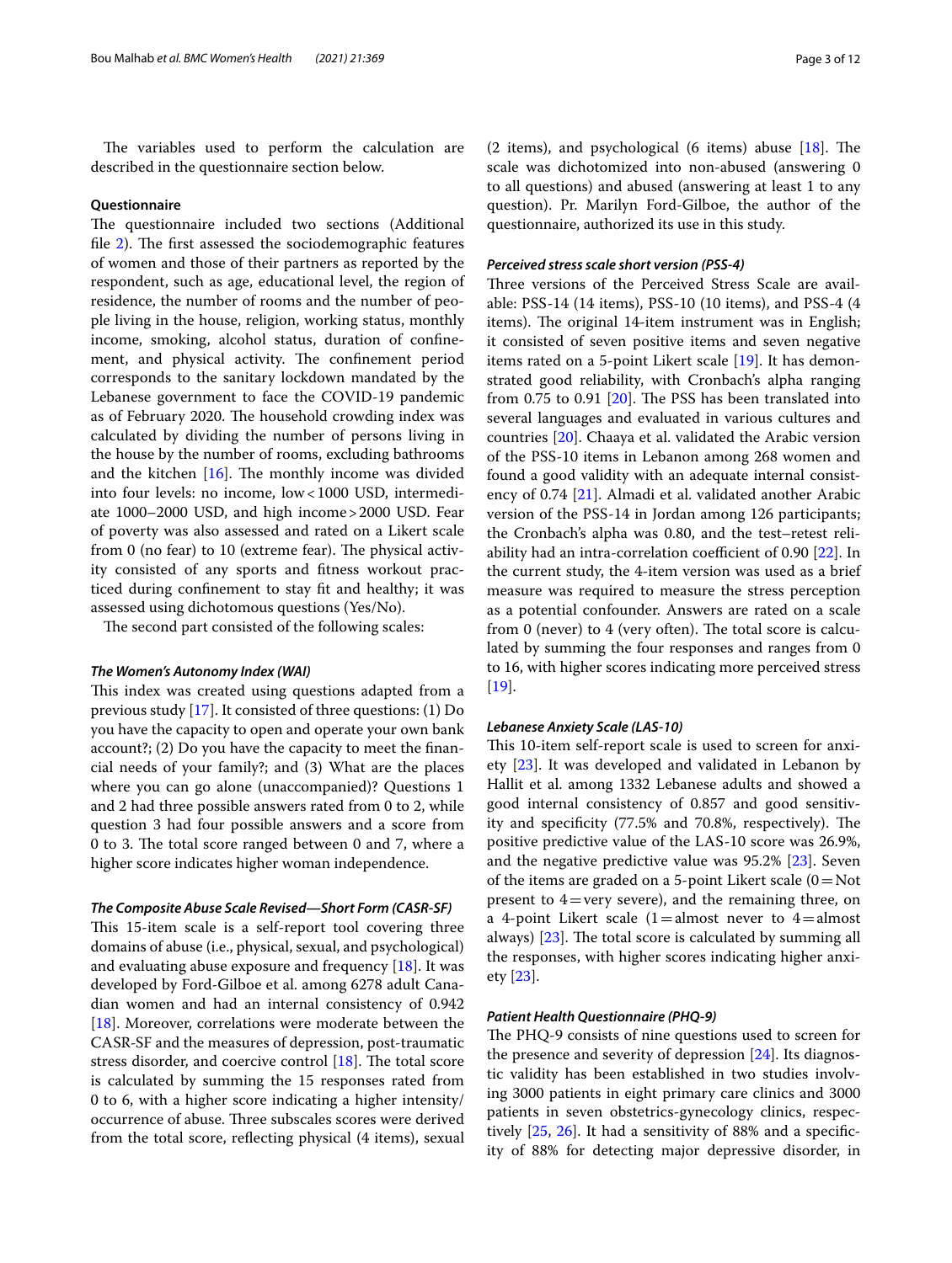The variables used to perform the calculation are described in the questionnaire section below.

### Questionnaire

The questionnaire included two sections (Additional file 2). The first assessed the sociodemographic features of women and those of their partners as reported by the respondent, such as age, educational level, the region of residence, the number of rooms and the number of people living in the house, religion, working status, monthly income, smoking, alcohol status, duration of confinement, and physical activity. The confinement period corresponds to the sanitary lockdown mandated by the Lebanese government to face the COVID-19 pandemic as of February 2020. The household crowding index was calculated by dividing the number of persons living in the house by the number of rooms, excluding bathrooms and the kitchen [16]. The monthly income was divided into four levels: no income, low < 1000 USD, intermediate 1000–2000 USD, and high income > 2000 USD. Fear of poverty was also assessed and rated on a Likert scale from 0 (no fear) to 10 (extreme fear). The physical activity consisted of any sports and fitness workout practiced during confinement to stay fit and healthy; it was assessed using dichotomous questions (Yes/No).

The second part consisted of the following scales:

#### *The Women's Autonomy Index (WAI)*

This index was created using questions adapted from a previous study [17]. It consisted of three questions: (1) Do you have the capacity to open and operate your own bank account?; (2) Do you have the capacity to meet the financial needs of your family?; and (3) What are the places where you can go alone (unaccompanied)? Questions 1 and 2 had three possible answers rated from 0 to 2, while question 3 had four possible answers and a score from 0 to 3. The total score ranged between 0 and 7, where a higher score indicates higher woman independence.

#### *The Composite Abuse Scale Revised—Short Form (CASR-SF)*

This 15-item scale is a self-report tool covering three domains of abuse (i.e., physical, sexual, and psychological) and evaluating abuse exposure and frequency [18]. It was developed by Ford-Gilboe et al. among 6278 adult Canadian women and had an internal consistency of 0.942 [18]. Moreover, correlations were moderate between the CASR-SF and the measures of depression, post-traumatic stress disorder, and coercive control [18]. The total score is calculated by summing the 15 responses rated from 0 to 6, with a higher score indicating a higher intensity/occurrence of abuse. Three subscales scores were derived from the total score, reflecting physical (4 items), sexual (2 items), and psychological (6 items) abuse [18]. The scale was dichotomized into non-abused (answering 0 to all questions) and abused (answering at least 1 to any question). Pr. Marilyn Ford-Gilboe, the author of the questionnaire, authorized its use in this study.

#### *Perceived stress scale short version (PSS-4)*

Three versions of the Perceived Stress Scale are available: PSS-14 (14 items), PSS-10 (10 items), and PSS-4 (4 items). The original 14-item instrument was in English; it consisted of seven positive items and seven negative items rated on a 5-point Likert scale [19]. It has demonstrated good reliability, with Cronbach's alpha ranging from 0.75 to 0.91 [20]. The PSS has been translated into several languages and evaluated in various cultures and countries [20]. Chaaya et al. validated the Arabic version of the PSS-10 items in Lebanon among 268 women and found a good validity with an adequate internal consistency of 0.74 [21]. Almadi et al. validated another Arabic version of the PSS-14 in Jordan among 126 participants; the Cronbach's alpha was 0.80, and the test–retest reliability had an intra-correlation coefficient of 0.90 [22]. In the current study, the 4-item version was used as a brief measure was required to measure the stress perception as a potential confounder. Answers are rated on a scale from 0 (never) to 4 (very often). The total score is calculated by summing the four responses and ranges from 0 to 16, with higher scores indicating more perceived stress [19].

#### *Lebanese Anxiety Scale (LAS-10)*

This 10-item self-report scale is used to screen for anxiety [23]. It was developed and validated in Lebanon by Hallit et al. among 1332 Lebanese adults and showed a good internal consistency of 0.857 and good sensitivity and specificity (77.5% and 70.8%, respectively). The positive predictive value of the LAS-10 score was 26.9%, and the negative predictive value was 95.2% [23]. Seven of the items are graded on a 5-point Likert scale (0 = Not present to 4 = very severe), and the remaining three, on a 4-point Likert scale (1 = almost never to 4 = almost always) [23]. The total score is calculated by summing all the responses, with higher scores indicating higher anxiety [23].

#### *Patient Health Questionnaire (PHQ-9)*

The PHQ-9 consists of nine questions used to screen for the presence and severity of depression [24]. Its diagnostic validity has been established in two studies involving 3000 patients in eight primary care clinics and 3000 patients in seven obstetrics-gynecology clinics, respectively [25, 26]. It had a sensitivity of 88% and a specificity of 88% for detecting major depressive disorder, in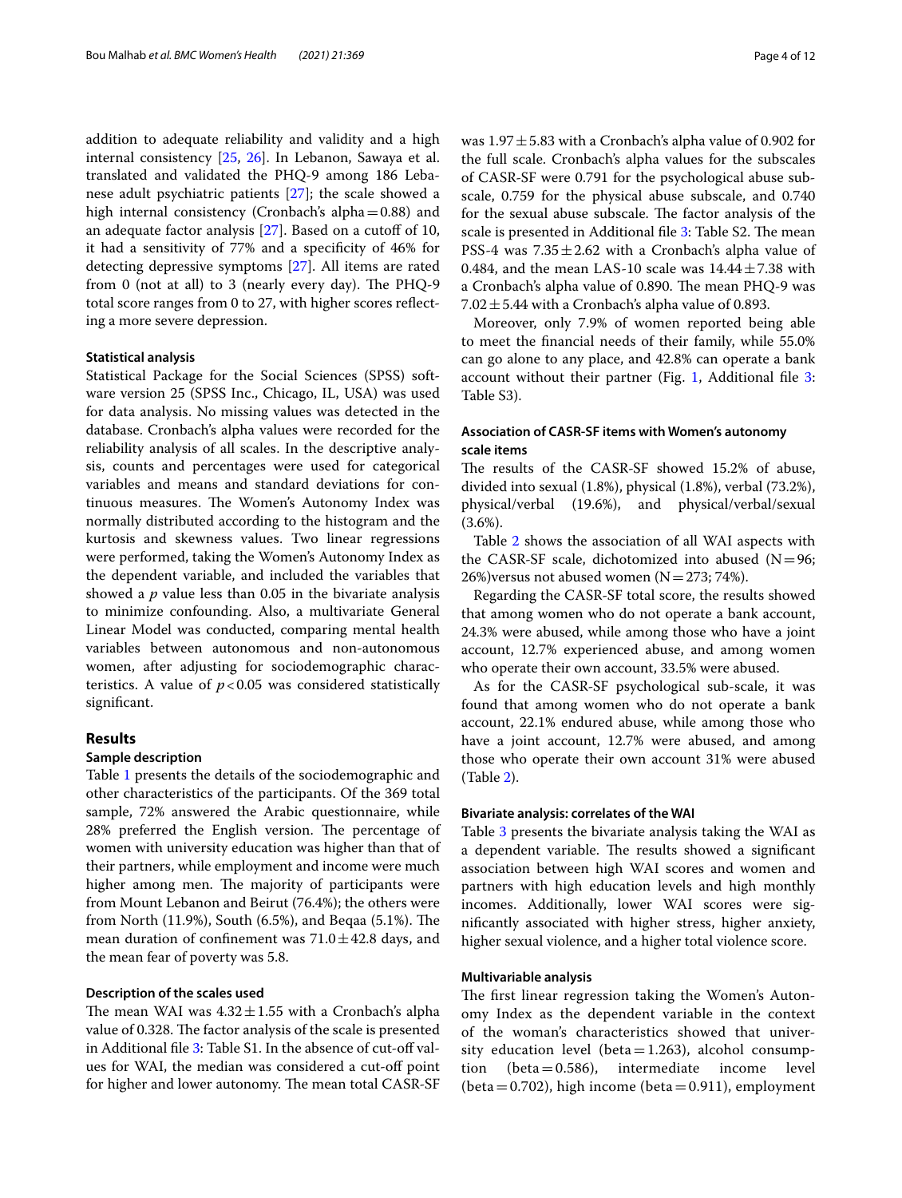addition to adequate reliability and validity and a high internal consistency [25, 26]. In Lebanon, Sawaya et al. translated and validated the PHQ-9 among 186 Lebanese adult psychiatric patients [27]; the scale showed a high internal consistency (Cronbach's alpha = 0.88) and an adequate factor analysis [27]. Based on a cutoff of 10, it had a sensitivity of 77% and a specificity of 46% for detecting depressive symptoms [27]. All items are rated from 0 (not at all) to 3 (nearly every day). The PHQ-9 total score ranges from 0 to 27, with higher scores reflecting a more severe depression.

#### Statistical analysis

Statistical Package for the Social Sciences (SPSS) software version 25 (SPSS Inc., Chicago, IL, USA) was used for data analysis. No missing values was detected in the database. Cronbach's alpha values were recorded for the reliability analysis of all scales. In the descriptive analysis, counts and percentages were used for categorical variables and means and standard deviations for continuous measures. The Women's Autonomy Index was normally distributed according to the histogram and the kurtosis and skewness values. Two linear regressions were performed, taking the Women's Autonomy Index as the dependent variable, and included the variables that showed a $p$ value less than 0.05 in the bivariate analysis to minimize confounding. Also, a multivariate General Linear Model was conducted, comparing mental health variables between autonomous and non-autonomous women, after adjusting for sociodemographic characteristics. A value of $p < 0.05$ was considered statistically significant.

## Results

#### Sample description

Table 1 presents the details of the sociodemographic and other characteristics of the participants. Of the 369 total sample, 72% answered the Arabic questionnaire, while 28% preferred the English version. The percentage of women with university education was higher than that of their partners, while employment and income were much higher among men. The majority of participants were from Mount Lebanon and Beirut (76.4%); the others were from North (11.9%), South (6.5%), and Beqaa (5.1%). The mean duration of confinement was 71.0 ± 42.8 days, and the mean fear of poverty was 5.8.

#### Description of the scales used

The mean WAI was 4.32 ± 1.55 with a Cronbach's alpha value of 0.328. The factor analysis of the scale is presented in Additional file 3: Table S1. In the absence of cut-off values for WAI, the median was considered a cut-off point for higher and lower autonomy. The mean total CASR-SF was 1.97 ± 5.83 with a Cronbach's alpha value of 0.902 for the full scale. Cronbach's alpha values for the subscales of CASR-SF were 0.791 for the psychological abuse subscale, 0.759 for the physical abuse subscale, and 0.740 for the sexual abuse subscale. The factor analysis of the scale is presented in Additional file 3: Table S2. The mean PSS-4 was 7.35 ± 2.62 with a Cronbach's alpha value of 0.484, and the mean LAS-10 scale was 14.44 ± 7.38 with a Cronbach's alpha value of 0.890. The mean PHQ-9 was 7.02 ± 5.44 with a Cronbach's alpha value of 0.893.

Moreover, only 7.9% of women reported being able to meet the financial needs of their family, while 55.0% can go alone to any place, and 42.8% can operate a bank account without their partner (Fig. 1, Additional file 3: Table S3).

#### Association of CASR-SF items with Women's autonomy scale items

The results of the CASR-SF showed 15.2% of abuse, divided into sexual (1.8%), physical (1.8%), verbal (73.2%), physical/verbal (19.6%), and physical/verbal/sexual (3.6%).

Table 2 shows the association of all WAI aspects with the CASR-SF scale, dichotomized into abused (N = 96; 26%)versus not abused women (N = 273; 74%).

Regarding the CASR-SF total score, the results showed that among women who do not operate a bank account, 24.3% were abused, while among those who have a joint account, 12.7% experienced abuse, and among women who operate their own account, 33.5% were abused.

As for the CASR-SF psychological sub-scale, it was found that among women who do not operate a bank account, 22.1% endured abuse, while among those who have a joint account, 12.7% were abused, and among those who operate their own account 31% were abused (Table 2).

#### Bivariate analysis: correlates of the WAI

Table 3 presents the bivariate analysis taking the WAI as a dependent variable. The results showed a significant association between high WAI scores and women and partners with high education levels and high monthly incomes. Additionally, lower WAI scores were significantly associated with higher stress, higher anxiety, higher sexual violence, and a higher total violence score.

#### Multivariable analysis

The first linear regression taking the Women's Autonomy Index as the dependent variable in the context of the woman's characteristics showed that university education level (beta = 1.263), alcohol consumption (beta = 0.586), intermediate income level (beta = 0.702), high income (beta = 0.911), employment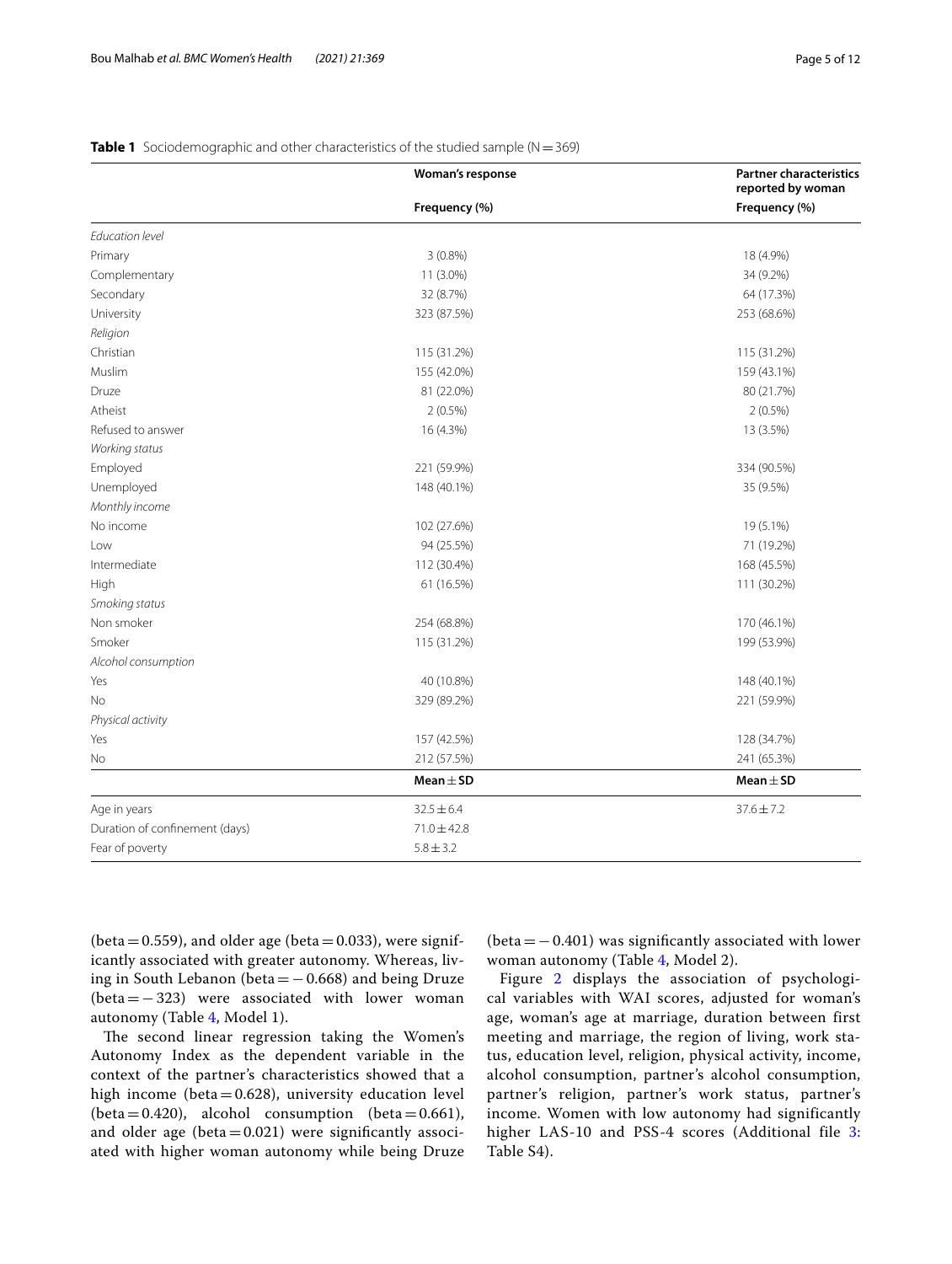**Table 1** Sociodemographic and other characteristics of the studied sample (N = 369)

| | Woman's response | Partner characteristics reported by woman |
|---|---|---|
| | Frequency (%) | Frequency (%) |
| *Education level* | | |
| Primary | 3 (0.8%) | 18 (4.9%) |
| Complementary | 11 (3.0%) | 34 (9.2%) |
| Secondary | 32 (8.7%) | 64 (17.3%) |
| University | 323 (87.5%) | 253 (68.6%) |
| *Religion* | | |
| Christian | 115 (31.2%) | 115 (31.2%) |
| Muslim | 155 (42.0%) | 159 (43.1%) |
| Druze | 81 (22.0%) | 80 (21.7%) |
| Atheist | 2 (0.5%) | 2 (0.5%) |
| Refused to answer | 16 (4.3%) | 13 (3.5%) |
| *Working status* | | |
| Employed | 221 (59.9%) | 334 (90.5%) |
| Unemployed | 148 (40.1%) | 35 (9.5%) |
| *Monthly income* | | |
| No income | 102 (27.6%) | 19 (5.1%) |
| Low | 94 (25.5%) | 71 (19.2%) |
| Intermediate | 112 (30.4%) | 168 (45.5%) |
| High | 61 (16.5%) | 111 (30.2%) |
| *Smoking status* | | |
| Non smoker | 254 (68.8%) | 170 (46.1%) |
| Smoker | 115 (31.2%) | 199 (53.9%) |
| *Alcohol consumption* | | |
| Yes | 40 (10.8%) | 148 (40.1%) |
| No | 329 (89.2%) | 221 (59.9%) |
| *Physical activity* | | |
| Yes | 157 (42.5%) | 128 (34.7%) |
| No | 212 (57.5%) | 241 (65.3%) |
| | **Mean ± SD** | **Mean ± SD** |
| Age in years | 32.5 ± 6.4 | 37.6 ± 7.2 |
| Duration of confinement (days) | 71.0 ± 42.8 | |
| Fear of poverty | 5.8 ± 3.2 | |

(beta = 0.559), and older age (beta = 0.033), were significantly associated with greater autonomy. Whereas, living in South Lebanon (beta = − 0.668) and being Druze (beta = − 323) were associated with lower woman autonomy (Table 4, Model 1).

The second linear regression taking the Women's Autonomy Index as the dependent variable in the context of the partner's characteristics showed that a high income (beta = 0.628), university education level (beta = 0.420), alcohol consumption (beta = 0.661), and older age (beta = 0.021) were significantly associated with higher woman autonomy while being Druze (beta = − 0.401) was significantly associated with lower woman autonomy (Table 4, Model 2).

Figure 2 displays the association of psychological variables with WAI scores, adjusted for woman's age, woman's age at marriage, duration between first meeting and marriage, the region of living, work status, education level, religion, physical activity, income, alcohol consumption, partner's alcohol consumption, partner's religion, partner's work status, partner's income. Women with low autonomy had significantly higher LAS-10 and PSS-4 scores (Additional file 3: Table S4).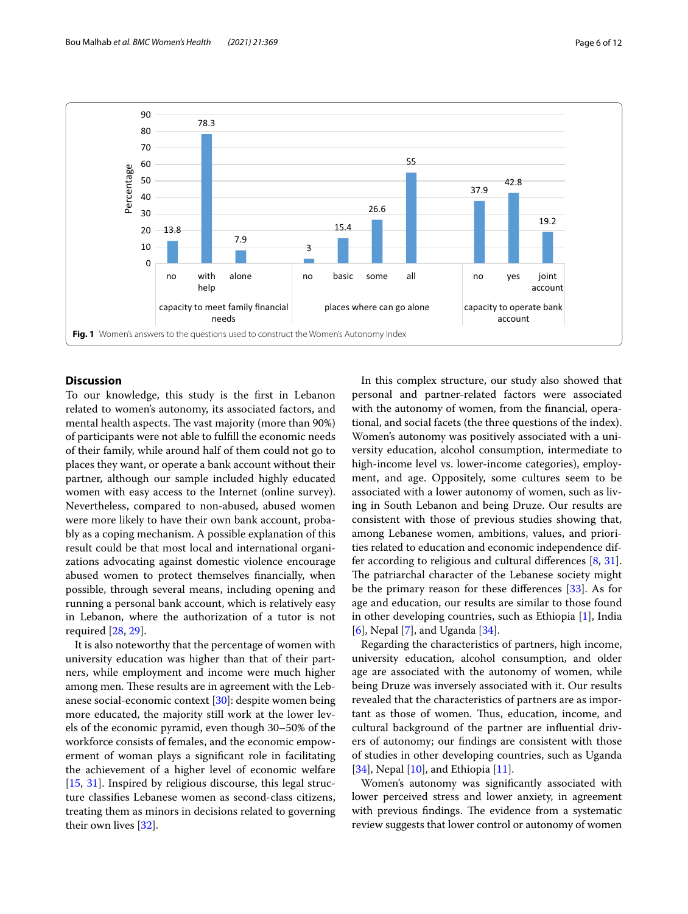Fig. 1 Women's answers to the questions used to construct the Women's Autonomy Index

## Discussion

To our knowledge, this study is the first in Lebanon related to women's autonomy, its associated factors, and mental health aspects. The vast majority (more than 90%) of participants were not able to fulfill the economic needs of their family, while around half of them could not go to places they want, or operate a bank account without their partner, although our sample included highly educated women with easy access to the Internet (online survey). Nevertheless, compared to non-abused, abused women were more likely to have their own bank account, probably as a coping mechanism. A possible explanation of this result could be that most local and international organizations advocating against domestic violence encourage abused women to protect themselves financially, when possible, through several means, including opening and running a personal bank account, which is relatively easy in Lebanon, where the authorization of a tutor is not required [28, 29].

It is also noteworthy that the percentage of women with university education was higher than that of their partners, while employment and income were much higher among men. These results are in agreement with the Lebanese social-economic context [30]: despite women being more educated, the majority still work at the lower levels of the economic pyramid, even though 30–50% of the workforce consists of females, and the economic empowerment of woman plays a significant role in facilitating the achievement of a higher level of economic welfare [15, 31]. Inspired by religious discourse, this legal structure classifies Lebanese women as second-class citizens, treating them as minors in decisions related to governing their own lives [32].

In this complex structure, our study also showed that personal and partner-related factors were associated with the autonomy of women, from the financial, operational, and social facets (the three questions of the index). Women's autonomy was positively associated with a university education, alcohol consumption, intermediate to high-income level vs. lower-income categories), employment, and age. Oppositely, some cultures seem to be associated with a lower autonomy of women, such as living in South Lebanon and being Druze. Our results are consistent with those of previous studies showing that, among Lebanese women, ambitions, values, and priorities related to education and economic independence differ according to religious and cultural differences [8, 31]. The patriarchal character of the Lebanese society might be the primary reason for these differences [33]. As for age and education, our results are similar to those found in other developing countries, such as Ethiopia [1], India [6], Nepal [7], and Uganda [34].

Regarding the characteristics of partners, high income, university education, alcohol consumption, and older age are associated with the autonomy of women, while being Druze was inversely associated with it. Our results revealed that the characteristics of partners are as important as those of women. Thus, education, income, and cultural background of the partner are influential drivers of autonomy; our findings are consistent with those of studies in other developing countries, such as Uganda [34], Nepal [10], and Ethiopia [11].

Women's autonomy was significantly associated with lower perceived stress and lower anxiety, in agreement with previous findings. The evidence from a systematic review suggests that lower control or autonomy of women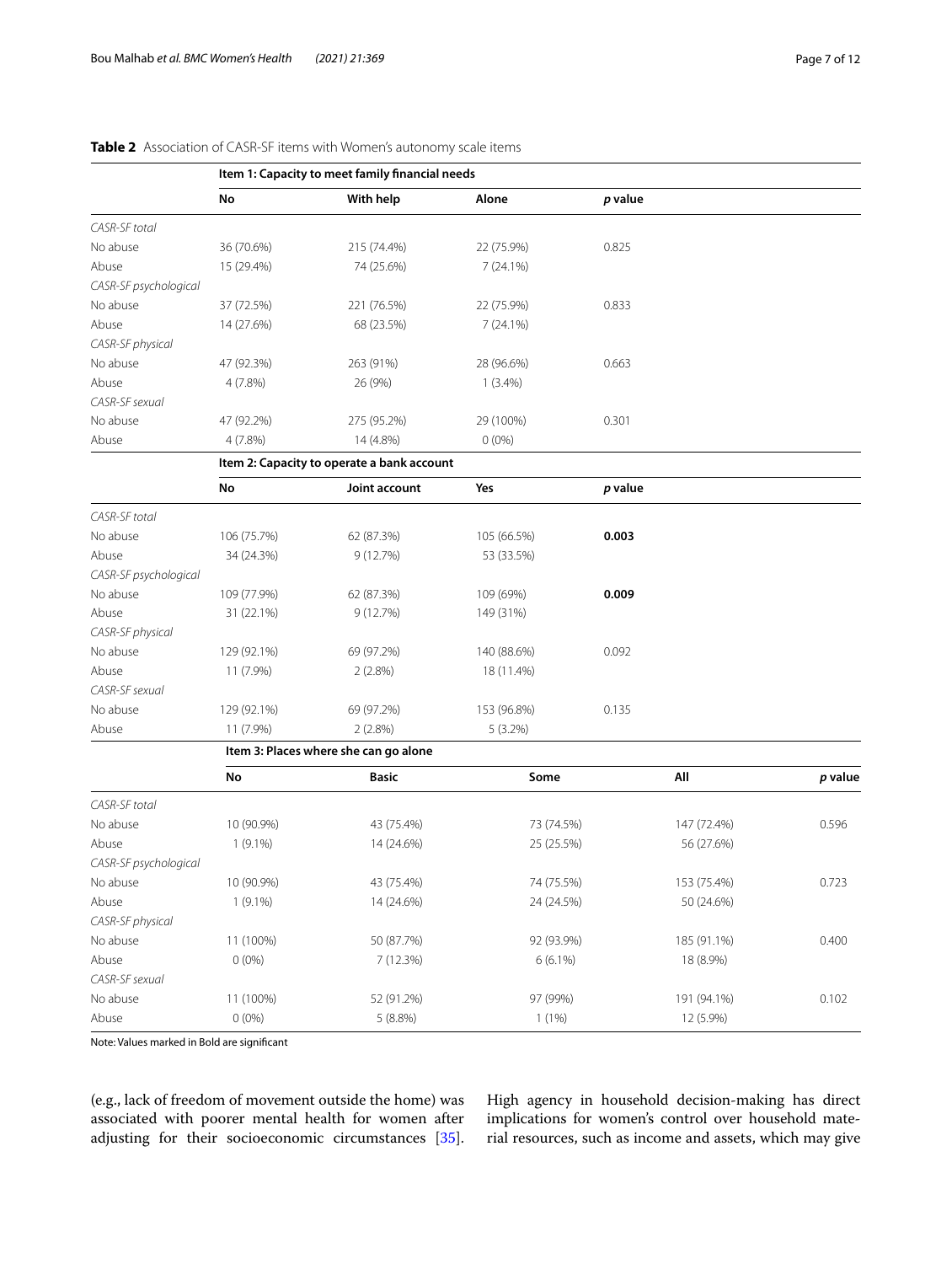**Table 2** Association of CASR-SF items with Women's autonomy scale items

| | **Item 1: Capacity to meet family financial needs** | | | | |
|---|---|---|---|---|---|
| | **No** | **With help** | **Alone** | ***p* value** | |
| *CASR-SF total* | | | | | |
| No abuse | 36 (70.6%) | 215 (74.4%) | 22 (75.9%) | 0.825 | |
| Abuse | 15 (29.4%) | 74 (25.6%) | 7 (24.1%) | | |
| *CASR-SF psychological* | | | | | |
| No abuse | 37 (72.5%) | 221 (76.5%) | 22 (75.9%) | 0.833 | |
| Abuse | 14 (27.6%) | 68 (23.5%) | 7 (24.1%) | | |
| *CASR-SF physical* | | | | | |
| No abuse | 47 (92.3%) | 263 (91%) | 28 (96.6%) | 0.663 | |
| Abuse | 4 (7.8%) | 26 (9%) | 1 (3.4%) | | |
| *CASR-SF sexual* | | | | | |
| No abuse | 47 (92.2%) | 275 (95.2%) | 29 (100%) | 0.301 | |
| Abuse | 4 (7.8%) | 14 (4.8%) | 0 (0%) | | |
| | **Item 2: Capacity to operate a bank account** | | | | |
| | **No** | **Joint account** | **Yes** | ***p* value** | |
| *CASR-SF total* | | | | | |
| No abuse | 106 (75.7%) | 62 (87.3%) | 105 (66.5%) | **0.003** | |
| Abuse | 34 (24.3%) | 9 (12.7%) | 53 (33.5%) | | |
| *CASR-SF psychological* | | | | | |
| No abuse | 109 (77.9%) | 62 (87.3%) | 109 (69%) | **0.009** | |
| Abuse | 31 (22.1%) | 9 (12.7%) | 149 (31%) | | |
| *CASR-SF physical* | | | | | |
| No abuse | 129 (92.1%) | 69 (97.2%) | 140 (88.6%) | 0.092 | |
| Abuse | 11 (7.9%) | 2 (2.8%) | 18 (11.4%) | | |
| *CASR-SF sexual* | | | | | |
| No abuse | 129 (92.1%) | 69 (97.2%) | 153 (96.8%) | 0.135 | |
| Abuse | 11 (7.9%) | 2 (2.8%) | 5 (3.2%) | | |
| | **Item 3: Places where she can go alone** | | | | |
| | **No** | **Basic** | **Some** | **All** | ***p* value** |
| *CASR-SF total* | | | | | |
| No abuse | 10 (90.9%) | 43 (75.4%) | 73 (74.5%) | 147 (72.4%) | 0.596 |
| Abuse | 1 (9.1%) | 14 (24.6%) | 25 (25.5%) | 56 (27.6%) | |
| *CASR-SF psychological* | | | | | |
| No abuse | 10 (90.9%) | 43 (75.4%) | 74 (75.5%) | 153 (75.4%) | 0.723 |
| Abuse | 1 (9.1%) | 14 (24.6%) | 24 (24.5%) | 50 (24.6%) | |
| *CASR-SF physical* | | | | | |
| No abuse | 11 (100%) | 50 (87.7%) | 92 (93.9%) | 185 (91.1%) | 0.400 |
| Abuse | 0 (0%) | 7 (12.3%) | 6 (6.1%) | 18 (8.9%) | |
| *CASR-SF sexual* | | | | | |
| No abuse | 11 (100%) | 52 (91.2%) | 97 (99%) | 191 (94.1%) | 0.102 |
| Abuse | 0 (0%) | 5 (8.8%) | 1 (1%) | 12 (5.9%) | |

Note: Values marked in Bold are significant

(e.g., lack of freedom of movement outside the home) was associated with poorer mental health for women after adjusting for their socioeconomic circumstances [35]. High agency in household decision-making has direct implications for women's control over household material resources, such as income and assets, which may give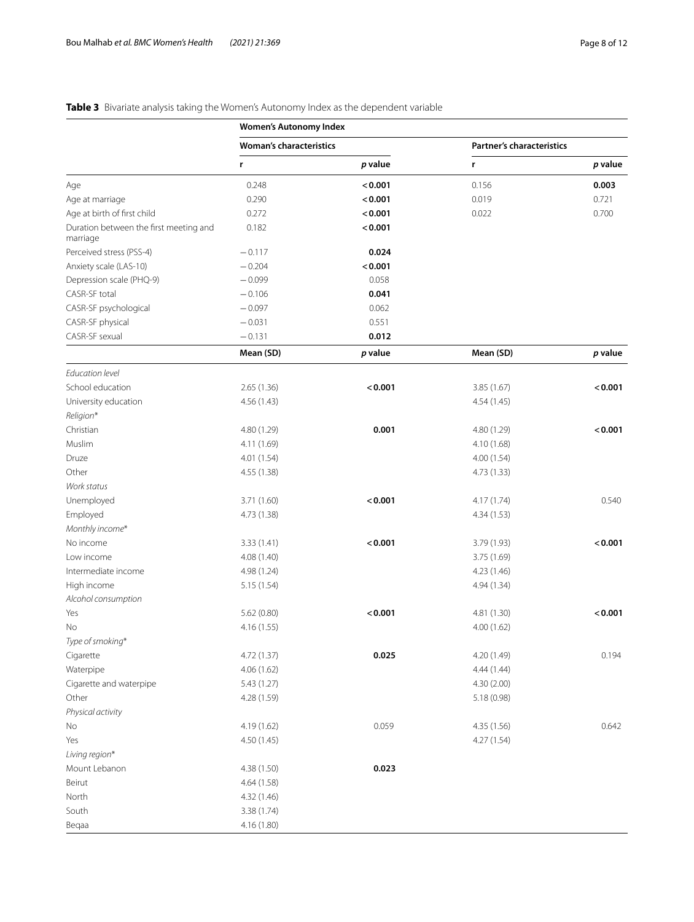**Table 3** Bivariate analysis taking the Women's Autonomy Index as the dependent variable

| | **Women's Autonomy Index** | | | |
|---|---|---|---|---|
| | **Woman's characteristics** | | **Partner's characteristics** | |
| | **r** | ***p* value** | **r** | ***p* value** |
| Age | 0.248 | **< 0.001** | 0.156 | **0.003** |
| Age at marriage | 0.290 | **< 0.001** | 0.019 | 0.721 |
| Age at birth of first child | 0.272 | **< 0.001** | 0.022 | 0.700 |
| Duration between the first meeting and marriage | 0.182 | **< 0.001** | | |
| Perceived stress (PSS-4) | − 0.117 | **0.024** | | |
| Anxiety scale (LAS-10) | − 0.204 | **< 0.001** | | |
| Depression scale (PHQ-9) | − 0.099 | 0.058 | | |
| CASR-SF total | − 0.106 | **0.041** | | |
| CASR-SF psychological | − 0.097 | 0.062 | | |
| CASR-SF physical | − 0.031 | 0.551 | | |
| CASR-SF sexual | − 0.131 | **0.012** | | |
| | **Mean (SD)** | ***p* value** | **Mean (SD)** | ***p* value** |
| *Education level* | | | | |
| School education | 2.65 (1.36) | **< 0.001** | 3.85 (1.67) | **< 0.001** |
| University education | 4.56 (1.43) | | 4.54 (1.45) | |
| *Religion** | | | | |
| Christian | 4.80 (1.29) | **0.001** | 4.80 (1.29) | **< 0.001** |
| Muslim | 4.11 (1.69) | | 4.10 (1.68) | |
| Druze | 4.01 (1.54) | | 4.00 (1.54) | |
| Other | 4.55 (1.38) | | 4.73 (1.33) | |
| *Work status* | | | | |
| Unemployed | 3.71 (1.60) | **< 0.001** | 4.17 (1.74) | 0.540 |
| Employed | 4.73 (1.38) | | 4.34 (1.53) | |
| *Monthly income** | | | | |
| No income | 3.33 (1.41) | **< 0.001** | 3.79 (1.93) | **< 0.001** |
| Low income | 4.08 (1.40) | | 3.75 (1.69) | |
| Intermediate income | 4.98 (1.24) | | 4.23 (1.46) | |
| High income | 5.15 (1.54) | | 4.94 (1.34) | |
| *Alcohol consumption* | | | | |
| Yes | 5.62 (0.80) | **< 0.001** | 4.81 (1.30) | **< 0.001** |
| No | 4.16 (1.55) | | 4.00 (1.62) | |
| *Type of smoking** | | | | |
| Cigarette | 4.72 (1.37) | **0.025** | 4.20 (1.49) | 0.194 |
| Waterpipe | 4.06 (1.62) | | 4.44 (1.44) | |
| Cigarette and waterpipe | 5.43 (1.27) | | 4.30 (2.00) | |
| Other | 4.28 (1.59) | | 5.18 (0.98) | |
| *Physical activity* | | | | |
| No | 4.19 (1.62) | 0.059 | 4.35 (1.56) | 0.642 |
| Yes | 4.50 (1.45) | | 4.27 (1.54) | |
| *Living region** | | | | |
| Mount Lebanon | 4.38 (1.50) | **0.023** | | |
| Beirut | 4.64 (1.58) | | | |
| North | 4.32 (1.46) | | | |
| South | 3.38 (1.74) | | | |
| Beqaa | 4.16 (1.80) | | | |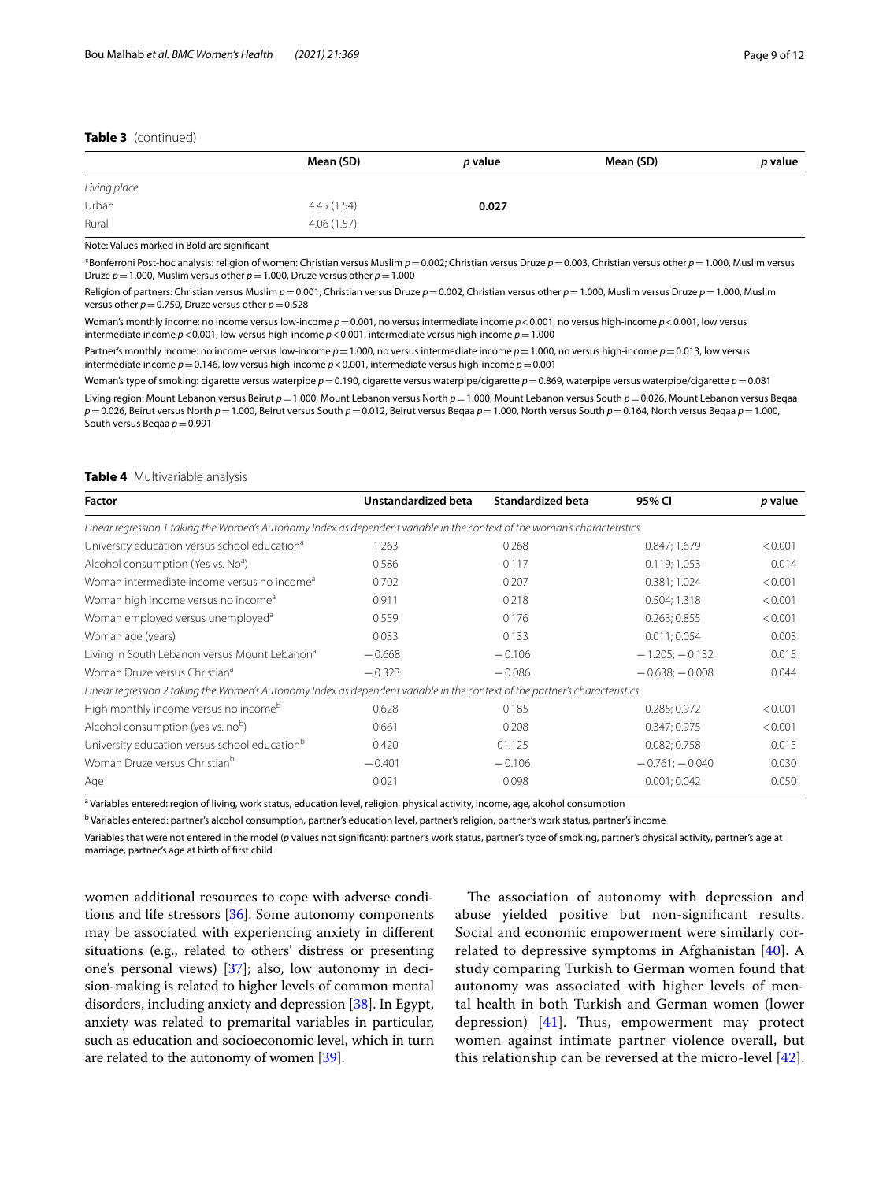**Table 3** (continued)

| | Mean (SD) | *p* value | Mean (SD) | *p* value |
|---|---|---|---|---|
| *Living place* | | | | |
| Urban | 4.45 (1.54) | **0.027** | | |
| Rural | 4.06 (1.57) | | | |

Note: Values marked in Bold are significant

*Bonferroni Post-hoc analysis: religion of women: Christian versus Muslim $p = 0.002$; Christian versus Druze $p = 0.003$, Christian versus other $p = 1.000$, Muslim versus Druze $p = 1.000$, Muslim versus other $p = 1.000$, Druze versus other $p = 1.000$

Religion of partners: Christian versus Muslim $p = 0.001$; Christian versus Druze $p = 0.002$, Christian versus other $p = 1.000$, Muslim versus Druze $p = 1.000$, Muslim versus other $p = 0.750$, Druze versus other $p = 0.528$

Woman's monthly income: no income versus low-income $p = 0.001$, no versus intermediate income $p < 0.001$, no versus high-income $p < 0.001$, low versus intermediate income $p < 0.001$, low versus high-income $p < 0.001$, intermediate versus high-income $p = 1.000$

Partner's monthly income: no income versus low-income $p = 1.000$, no versus intermediate income $p = 1.000$, no versus high-income $p = 0.013$, low versus intermediate income $p = 0.146$, low versus high-income $p < 0.001$, intermediate versus high-income $p = 0.001$

Woman's type of smoking: cigarette versus waterpipe $p = 0.190$, cigarette versus waterpipe/cigarette $p = 0.869$, waterpipe versus waterpipe/cigarette $p = 0.081$

Living region: Mount Lebanon versus Beirut $p = 1.000$, Mount Lebanon versus North $p = 1.000$, Mount Lebanon versus South $p = 0.026$, Mount Lebanon versus Beqaa $p = 0.026$, Beirut versus North $p = 1.000$, Beirut versus South $p = 0.012$, Beirut versus Beqaa $p = 1.000$, North versus South $p = 0.164$, North versus Beqaa $p = 1.000$, South versus Beqaa $p = 0.991$

**Table 4** Multivariable analysis

| Factor | Unstandardized beta | Standardized beta | 95% CI | *p* value |
|---|---|---|---|---|
| *Linear regression 1 taking the Women's Autonomy Index as dependent variable in the context of the woman's characteristics* | | | | |
| University education versus school education[a] | 1.263 | 0.268 | 0.847; 1.679 | < 0.001 |
| Alcohol consumption (Yes vs. No[a]) | 0.586 | 0.117 | 0.119; 1.053 | 0.014 |
| Woman intermediate income versus no income[a] | 0.702 | 0.207 | 0.381; 1.024 | < 0.001 |
| Woman high income versus no income[a] | 0.911 | 0.218 | 0.504; 1.318 | < 0.001 |
| Woman employed versus unemployed[a] | 0.559 | 0.176 | 0.263; 0.855 | < 0.001 |
| Woman age (years) | 0.033 | 0.133 | 0.011; 0.054 | 0.003 |
| Living in South Lebanon versus Mount Lebanon[a] | − 0.668 | − 0.106 | − 1.205; − 0.132 | 0.015 |
| Woman Druze versus Christian[a] | − 0.323 | − 0.086 | − 0.638; − 0.008 | 0.044 |
| *Linear regression 2 taking the Women's Autonomy Index as dependent variable in the context of the partner's characteristics* | | | | |
| High monthly income versus no income[b] | 0.628 | 0.185 | 0.285; 0.972 | < 0.001 |
| Alcohol consumption (yes vs. no[b]) | 0.661 | 0.208 | 0.347; 0.975 | < 0.001 |
| University education versus school education[b] | 0.420 | 01.125 | 0.082; 0.758 | 0.015 |
| Woman Druze versus Christian[b] | − 0.401 | − 0.106 | − 0.761; − 0.040 | 0.030 |
| Age | 0.021 | 0.098 | 0.001; 0.042 | 0.050 |

[a] Variables entered: region of living, work status, education level, religion, physical activity, income, age, alcohol consumption

[b] Variables entered: partner's alcohol consumption, partner's education level, partner's religion, partner's work status, partner's income

Variables that were not entered in the model (*p* values not significant): partner's work status, partner's type of smoking, partner's physical activity, partner's age at marriage, partner's age at birth of first child

women additional resources to cope with adverse conditions and life stressors [36]. Some autonomy components may be associated with experiencing anxiety in different situations (e.g., related to others' distress or presenting one's personal views) [37]; also, low autonomy in decision-making is related to higher levels of common mental disorders, including anxiety and depression [38]. In Egypt, anxiety was related to premarital variables in particular, such as education and socioeconomic level, which in turn are related to the autonomy of women [39].

The association of autonomy with depression and abuse yielded positive but non-significant results. Social and economic empowerment were similarly correlated to depressive symptoms in Afghanistan [40]. A study comparing Turkish to German women found that autonomy was associated with higher levels of mental health in both Turkish and German women (lower depression) [41]. Thus, empowerment may protect women against intimate partner violence overall, but this relationship can be reversed at the micro-level [42].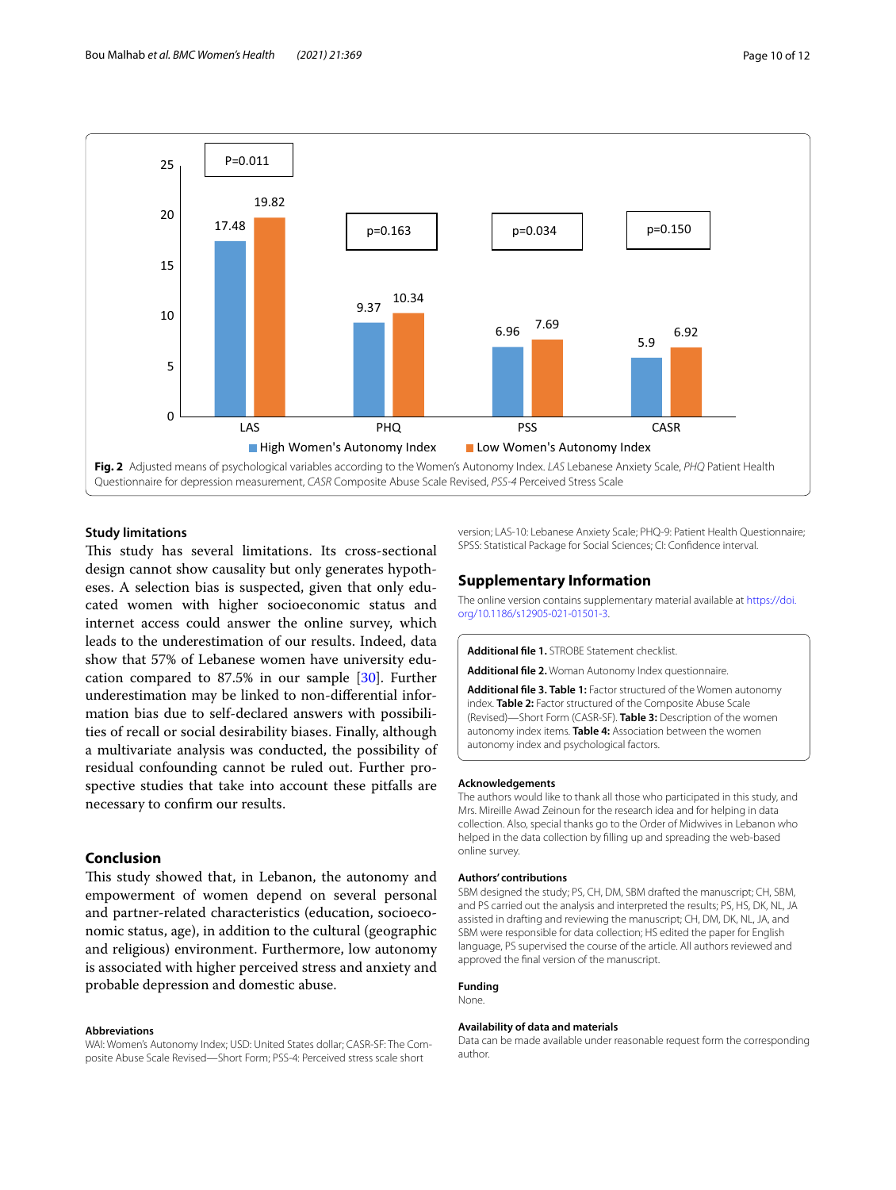Fig. 2 Adjusted means of psychological variables according to the Women's Autonomy Index. *LAS* Lebanese Anxiety Scale, *PHQ* Patient Health Questionnaire for depression measurement, *CASR* Composite Abuse Scale Revised, *PSS-4* Perceived Stress Scale

### Study limitations

This study has several limitations. Its cross-sectional design cannot show causality but only generates hypotheses. A selection bias is suspected, given that only educated women with higher socioeconomic status and internet access could answer the online survey, which leads to the underestimation of our results. Indeed, data show that 57% of Lebanese women have university education compared to 87.5% in our sample [30]. Further underestimation may be linked to non-differential information bias due to self-declared answers with possibilities of recall or social desirability biases. Finally, although a multivariate analysis was conducted, the possibility of residual confounding cannot be ruled out. Further prospective studies that take into account these pitfalls are necessary to confirm our results.

## Conclusion

This study showed that, in Lebanon, the autonomy and empowerment of women depend on several personal and partner-related characteristics (education, socioeconomic status, age), in addition to the cultural (geographic and religious) environment. Furthermore, low autonomy is associated with higher perceived stress and anxiety and probable depression and domestic abuse.

### Abbreviations

WAI: Women's Autonomy Index; USD: United States dollar; CASR-SF: The Composite Abuse Scale Revised—Short Form; PSS-4: Perceived stress scale short version; LAS-10: Lebanese Anxiety Scale; PHQ-9: Patient Health Questionnaire; SPSS: Statistical Package for Social Sciences; CI: Confidence interval.

## Supplementary Information

The online version contains supplementary material available at https://doi.org/10.1186/s12905-021-01501-3.

**Additional file 1.** STROBE Statement checklist.

**Additional file 2.** Woman Autonomy Index questionnaire.

**Additional file 3. Table 1:** Factor structured of the Women autonomy index. **Table 2:** Factor structured of the Composite Abuse Scale (Revised)—Short Form (CASR-SF). **Table 3:** Description of the women autonomy index items. **Table 4:** Association between the women autonomy index and psychological factors.

### Acknowledgements

The authors would like to thank all those who participated in this study, and Mrs. Mireille Awad Zeinoun for the research idea and for helping in data collection. Also, special thanks go to the Order of Midwives in Lebanon who helped in the data collection by filling up and spreading the web-based online survey.

### Authors' contributions

SBM designed the study; PS, CH, DM, SBM drafted the manuscript; CH, SBM, and PS carried out the analysis and interpreted the results; PS, HS, DK, NL, JA assisted in drafting and reviewing the manuscript; CH, DM, DK, NL, JA, and SBM were responsible for data collection; HS edited the paper for English language, PS supervised the course of the article. All authors reviewed and approved the final version of the manuscript.

### Funding

None.

### Availability of data and materials

Data can be made available under reasonable request form the corresponding author.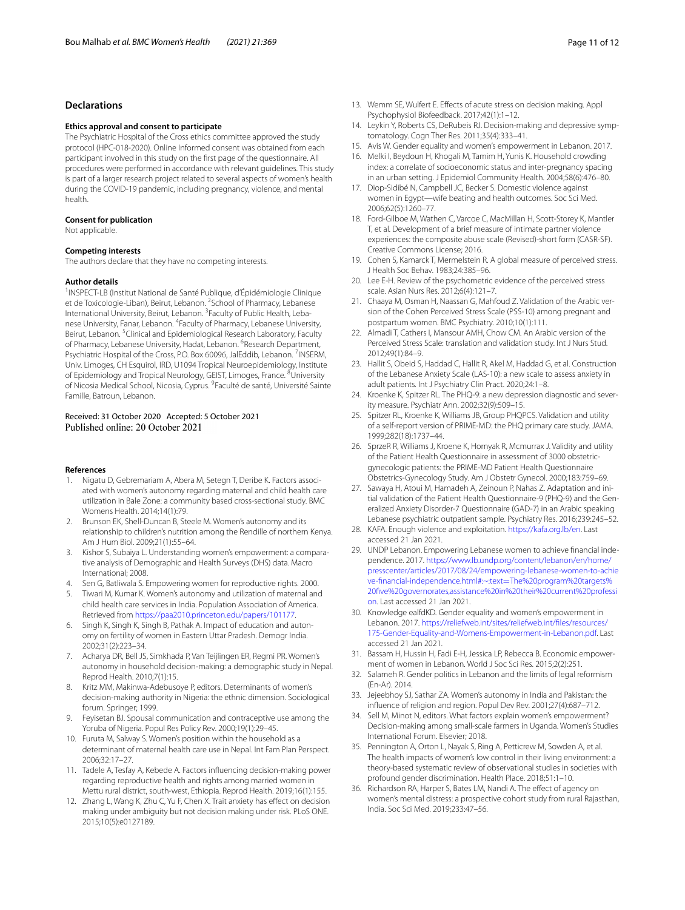## Declarations

### Ethics approval and consent to participate

The Psychiatric Hospital of the Cross ethics committee approved the study protocol (HPC-018-2020). Online Informed consent was obtained from each participant involved in this study on the first page of the questionnaire. All procedures were performed in accordance with relevant guidelines. This study is part of a larger research project related to several aspects of women's health during the COVID-19 pandemic, including pregnancy, violence, and mental health.

### Consent for publication

Not applicable.

### Competing interests

The authors declare that they have no competing interests.

### Author details

[1]INSPECT-LB (Institut National de Santé Publique, d'Épidémiologie Clinique et de Toxicologie-Liban), Beirut, Lebanon. [2]School of Pharmacy, Lebanese International University, Beirut, Lebanon. [3]Faculty of Public Health, Lebanese University, Fanar, Lebanon. [4]Faculty of Pharmacy, Lebanese University, Beirut, Lebanon. [5]Clinical and Epidemiological Research Laboratory, Faculty of Pharmacy, Lebanese University, Hadat, Lebanon. [6]Research Department, Psychiatric Hospital of the Cross, P.O. Box 60096, JalEddib, Lebanon. [7]INSERM, Univ. Limoges, CH Esquirol, IRD, U1094 Tropical Neuroepidemiology, Institute of Epidemiology and Tropical Neurology, GEIST, Limoges, France. [8]University of Nicosia Medical School, Nicosia, Cyprus. [9]Faculté de santé, Université Sainte Famille, Batroun, Lebanon.

Received: 31 October 2020 Accepted: 5 October 2021
Published online: 20 October 2021

## References

1. Nigatu D, Gebremariam A, Abera M, Setegn T, Deribe K. Factors associated with women's autonomy regarding maternal and child health care utilization in Bale Zone: a community based cross-sectional study. BMC Womens Health. 2014;14(1):79.
2. Brunson EK, Shell-Duncan B, Steele M. Women's autonomy and its relationship to children's nutrition among the Rendille of northern Kenya. Am J Hum Biol. 2009;21(1):55–64.
3. Kishor S, Subaiya L. Understanding women's empowerment: a comparative analysis of Demographic and Health Surveys (DHS) data. Macro International; 2008.
4. Sen G, Batliwala S. Empowering women for reproductive rights. 2000.
5. Tiwari M, Kumar K. Women's autonomy and utilization of maternal and child health care services in India. Population Association of America. Retrieved from https://paa2010.princeton.edu/papers/101177.
6. Singh K, Singh K, Singh B, Pathak A. Impact of education and autonomy on fertility of women in Eastern Uttar Pradesh. Demogr India. 2002;31(2):223–34.
7. Acharya DR, Bell JS, Simkhada P, Van Teijlingen ER, Regmi PR. Women's autonomy in household decision-making: a demographic study in Nepal. Reprod Health. 2010;7(1):15.
8. Kritz MM, Makinwa-Adebusoye P, editors. Determinants of women's decision-making authority in Nigeria: the ethnic dimension. Sociological forum. Springer; 1999.
9. Feyisetan BJ. Spousal communication and contraceptive use among the Yoruba of Nigeria. Popul Res Policy Rev. 2000;19(1):29–45.
10. Furuta M, Salway S. Women's position within the household as a determinant of maternal health care use in Nepal. Int Fam Plan Perspect. 2006;32:17–27.
11. Tadele A, Tesfay A, Kebede A. Factors influencing decision-making power regarding reproductive health and rights among married women in Mettu rural district, south-west, Ethiopia. Reprod Health. 2019;16(1):155.
12. Zhang L, Wang K, Zhu C, Yu F, Chen X. Trait anxiety has effect on decision making under ambiguity but not decision making under risk. PLoS ONE. 2015;10(5):e0127189.
13. Wemm SE, Wulfert E. Effects of acute stress on decision making. Appl Psychophysiol Biofeedback. 2017;42(1):1–12.
14. Leykin Y, Roberts CS, DeRubeis RJ. Decision-making and depressive symptomatology. Cogn Ther Res. 2011;35(4):333–41.
15. Avis W. Gender equality and women's empowerment in Lebanon. 2017.
16. Melki I, Beydoun H, Khogali M, Tamim H, Yunis K. Household crowding index: a correlate of socioeconomic status and inter-pregnancy spacing in an urban setting. J Epidemiol Community Health. 2004;58(6):476–80.
17. Diop-Sidibé N, Campbell JC, Becker S. Domestic violence against women in Egypt—wife beating and health outcomes. Soc Sci Med. 2006;62(5):1260–77.
18. Ford-Gilboe M, Wathen C, Varcoe C, MacMillan H, Scott-Storey K, Mantler T, et al. Development of a brief measure of intimate partner violence experiences: the composite abuse scale (Revised)-short form (CASR-SF). Creative Commons License; 2016.
19. Cohen S, Kamarck T, Mermelstein R. A global measure of perceived stress. J Health Soc Behav. 1983;24:385–96.
20. Lee E-H. Review of the psychometric evidence of the perceived stress scale. Asian Nurs Res. 2012;6(4):121–7.
21. Chaaya M, Osman H, Naassan G, Mahfoud Z. Validation of the Arabic version of the Cohen Perceived Stress Scale (PSS-10) among pregnant and postpartum women. BMC Psychiatry. 2010;10(1):111.
22. Almadi T, Cathers I, Mansour AMH, Chow CM. An Arabic version of the Perceived Stress Scale: translation and validation study. Int J Nurs Stud. 2012;49(1):84–9.
23. Hallit S, Obeid S, Haddad C, Hallit R, Akel M, Haddad G, et al. Construction of the Lebanese Anxiety Scale (LAS-10): a new scale to assess anxiety in adult patients. Int J Psychiatry Clin Pract. 2020;24:1–8.
24. Kroenke K, Spitzer RL. The PHQ-9: a new depression diagnostic and severity measure. Psychiatr Ann. 2002;32(9):509–15.
25. Spitzer RL, Kroenke K, Williams JB, Group PHQPCS. Validation and utility of a self-report version of PRIME-MD: the PHQ primary care study. JAMA. 1999;282(18):1737–44.
26. SprzeR R, Williams J, Kroene K, Hornyak R, Mcmurrax J. Validity and utility of the Patient Health Questionnaire in assessment of 3000 obstetric-gynecologic patients: the PRIME-MD Patient Health Questionnaire Obstetrics-Gynecology Study. Am J Obstetr Gynecol. 2000;183:759–69.
27. Sawaya H, Atoui M, Hamadeh A, Zeinoun P, Nahas Z. Adaptation and initial validation of the Patient Health Questionnaire-9 (PHQ-9) and the Generalized Anxiety Disorder-7 Questionnaire (GAD-7) in an Arabic speaking Lebanese psychiatric outpatient sample. Psychiatry Res. 2016;239:245–52.
28. KAFA. Enough violence and exploitation. https://kafa.org.lb/en. Last accessed 21 Jan 2021.
29. UNDP Lebanon. Empowering Lebanese women to achieve financial independence. 2017. https://www.lb.undp.org/content/lebanon/en/home/presscenter/articles/2017/08/24/empowering-lebanese-women-to-achieve-financial-independence.html#:~:text=The%20program%20targets%20five%20governorates,assistance%20in%20their%20current%20profession. Last accessed 21 Jan 2021.
30. Knowledge ealfdKD. Gender equality and women's empowerment in Lebanon. 2017. https://reliefweb.int/sites/reliefweb.int/files/resources/175-Gender-Equality-and-Womens-Empowerment-in-Lebanon.pdf. Last accessed 21 Jan 2021.
31. Bassam H, Hussin H, Fadi E-H, Jessica LP, Rebecca B. Economic empowerment of women in Lebanon. World J Soc Sci Res. 2015;2(2):251.
32. Salameh R. Gender politics in Lebanon and the limits of legal reformism (En-Ar). 2014.
33. Jejeebhoy SJ, Sathar ZA. Women's autonomy in India and Pakistan: the influence of religion and region. Popul Dev Rev. 2001;27(4):687–712.
34. Sell M, Minot N, editors. What factors explain women's empowerment? Decision-making among small-scale farmers in Uganda. Women's Studies International Forum. Elsevier; 2018.
35. Pennington A, Orton L, Nayak S, Ring A, Petticrew M, Sowden A, et al. The health impacts of women's low control in their living environment: a theory-based systematic review of observational studies in societies with profound gender discrimination. Health Place. 2018;51:1–10.
36. Richardson RA, Harper S, Bates LM, Nandi A. The effect of agency on women's mental distress: a prospective cohort study from rural Rajasthan, India. Soc Sci Med. 2019;233:47–56.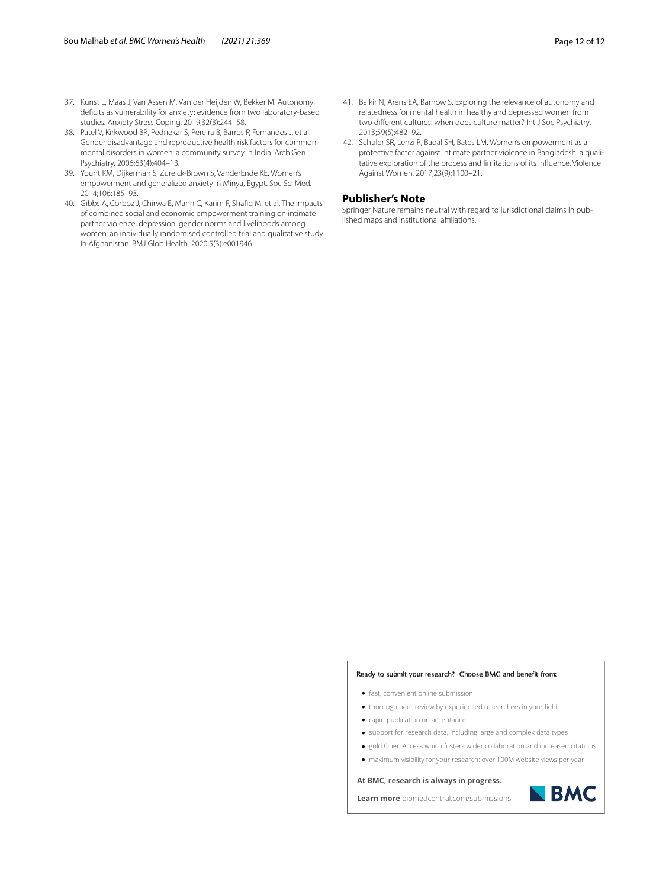37. Kunst L, Maas J, Van Assen M, Van der Heijden W, Bekker M. Autonomy deficits as vulnerability for anxiety: evidence from two laboratory-based studies. Anxiety Stress Coping. 2019;32(3):244–58.
38. Patel V, Kirkwood BR, Pednekar S, Pereira B, Barros P, Fernandes J, et al. Gender disadvantage and reproductive health risk factors for common mental disorders in women: a community survey in India. Arch Gen Psychiatry. 2006;63(4):404–13.
39. Yount KM, Dijkerman S, Zureick-Brown S, VanderEnde KE. Women's empowerment and generalized anxiety in Minya, Egypt. Soc Sci Med. 2014;106:185–93.
40. Gibbs A, Corboz J, Chirwa E, Mann C, Karim F, Shafiq M, et al. The impacts of combined social and economic empowerment training on intimate partner violence, depression, gender norms and livelihoods among women: an individually randomised controlled trial and qualitative study in Afghanistan. BMJ Glob Health. 2020;5(3):e001946.
41. Balkir N, Arens EA, Barnow S. Exploring the relevance of autonomy and relatedness for mental health in healthy and depressed women from two different cultures: when does culture matter? Int J Soc Psychiatry. 2013;59(5):482–92.
42. Schuler SR, Lenzi R, Badal SH, Bates LM. Women's empowerment as a protective factor against intimate partner violence in Bangladesh: a qualitative exploration of the process and limitations of its influence. Violence Against Women. 2017;23(9):1100–21.

## Publisher's Note

Springer Nature remains neutral with regard to jurisdictional claims in published maps and institutional affiliations.

Ready to submit your research? Choose BMC and benefit from:

- fast, convenient online submission
- thorough peer review by experienced researchers in your field
- rapid publication on acceptance
- support for research data, including large and complex data types
- gold Open Access which fosters wider collaboration and increased citations
- maximum visibility for your research: over 100M website views per year

**At BMC, research is always in progress.**

**Learn more** biomedcentral.com/submissions

BMC